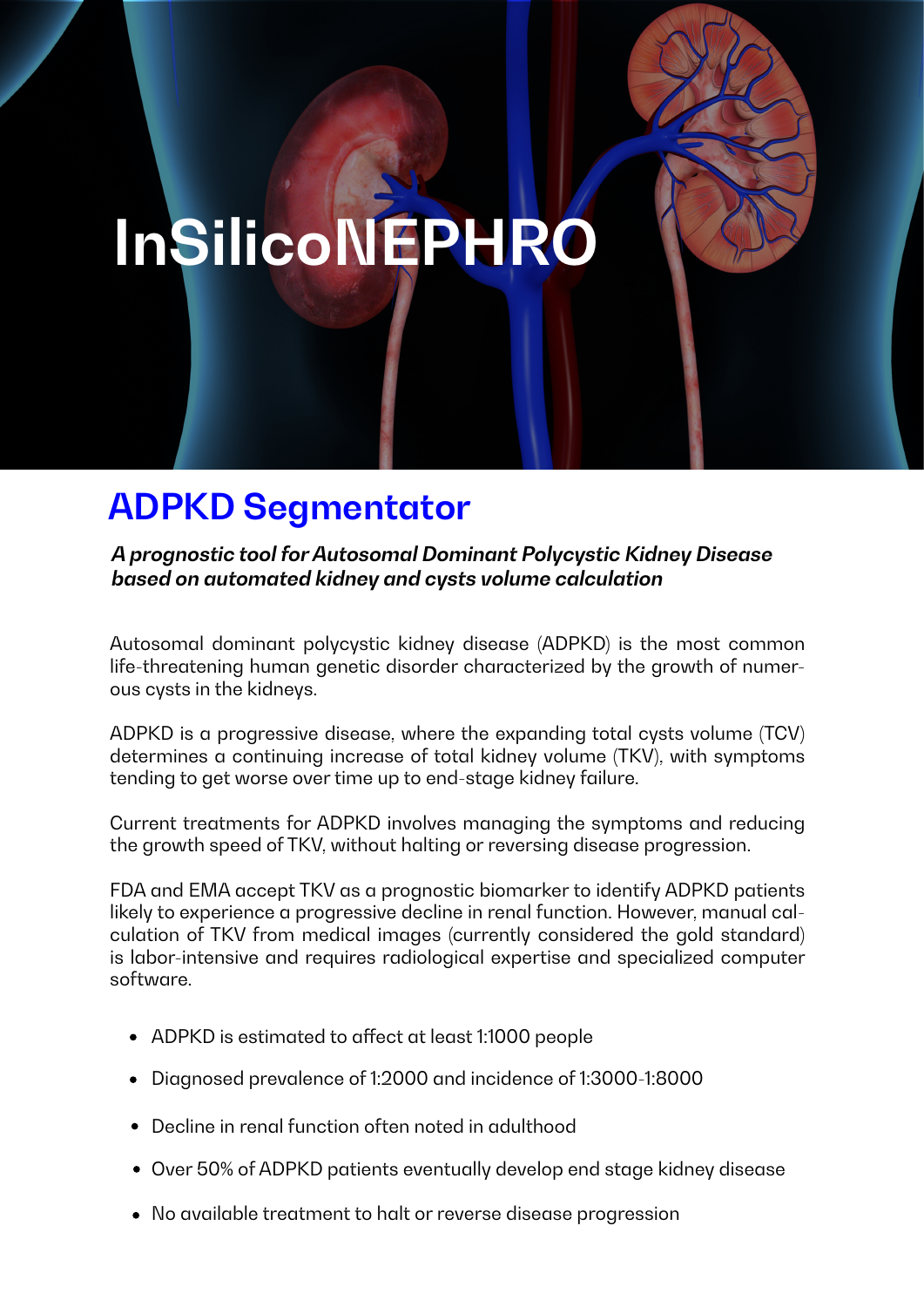# InSilicoNEPHRO

## ADPKD Segmentator

***A prognostic tool for Autosomal Dominant Polycystic Kidney Disease based on automated kidney and cysts volume calculation***

Autosomal dominant polycystic kidney disease (ADPKD) is the most common life-threatening human genetic disorder characterized by the growth of numerous cysts in the kidneys.

ADPKD is a progressive disease, where the expanding total cysts volume (TCV) determines a continuing increase of total kidney volume (TKV), with symptoms tending to get worse over time up to end-stage kidney failure.

Current treatments for ADPKD involves managing the symptoms and reducing the growth speed of TKV, without halting or reversing disease progression.

FDA and EMA accept TKV as a prognostic biomarker to identify ADPKD patients likely to experience a progressive decline in renal function. However, manual calculation of TKV from medical images (currently considered the gold standard) is labor-intensive and requires radiological expertise and specialized computer software.

- ADPKD is estimated to affect at least 1:1000 people
- Diagnosed prevalence of 1:2000 and incidence of 1:3000-1:8000
- Decline in renal function often noted in adulthood
- Over 50% of ADPKD patients eventually develop end stage kidney disease
- No available treatment to halt or reverse disease progression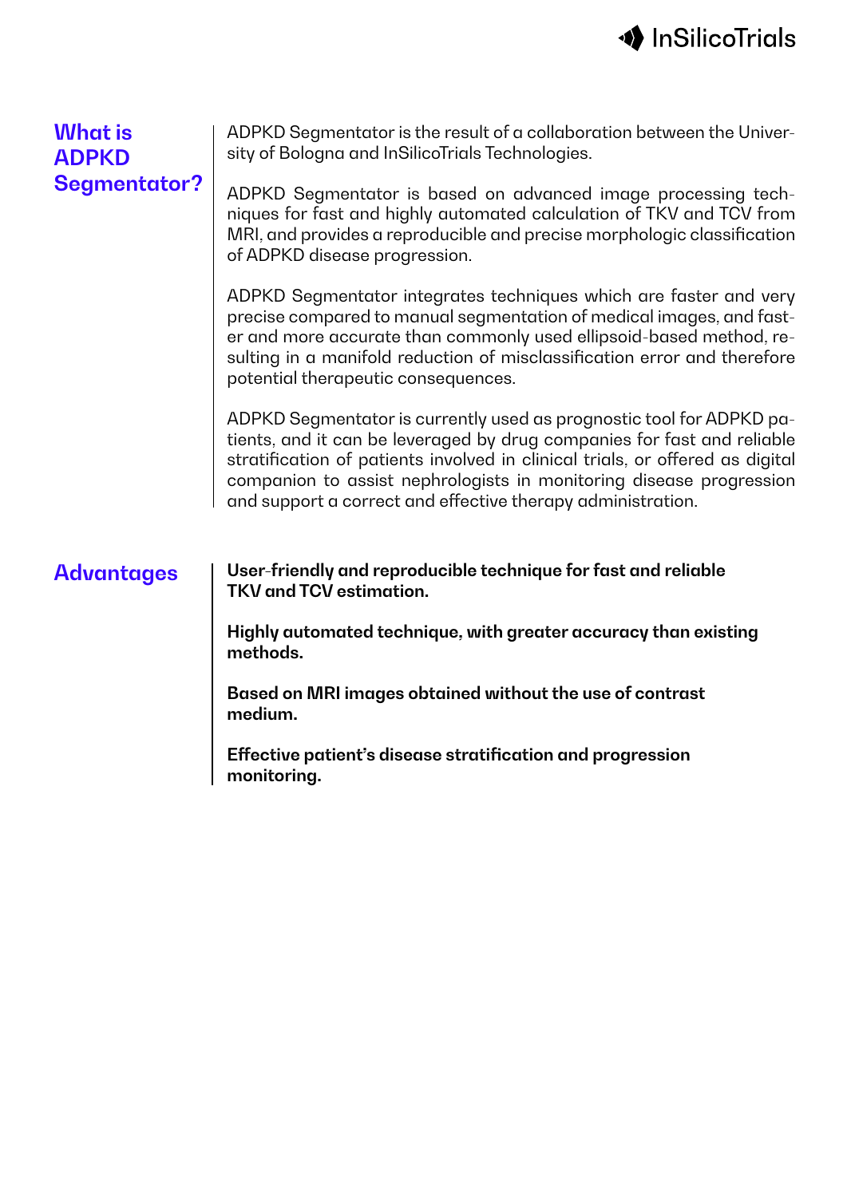## What is ADPKD Segmentator?

ADPKD Segmentator is the result of a collaboration between the University of Bologna and InSilicoTrials Technologies.

ADPKD Segmentator is based on advanced image processing techniques for fast and highly automated calculation of TKV and TCV from MRI, and provides a reproducible and precise morphologic classification of ADPKD disease progression.

ADPKD Segmentator integrates techniques which are faster and very precise compared to manual segmentation of medical images, and faster and more accurate than commonly used ellipsoid-based method, resulting in a manifold reduction of misclassification error and therefore potential therapeutic consequences.

ADPKD Segmentator is currently used as prognostic tool for ADPKD patients, and it can be leveraged by drug companies for fast and reliable stratification of patients involved in clinical trials, or offered as digital companion to assist nephrologists in monitoring disease progression and support a correct and effective therapy administration.

## Advantages

**User-friendly and reproducible technique for fast and reliable TKV and TCV estimation.**

**Highly automated technique, with greater accuracy than existing methods.**

**Based on MRI images obtained without the use of contrast medium.**

**Effective patient's disease stratification and progression monitoring.**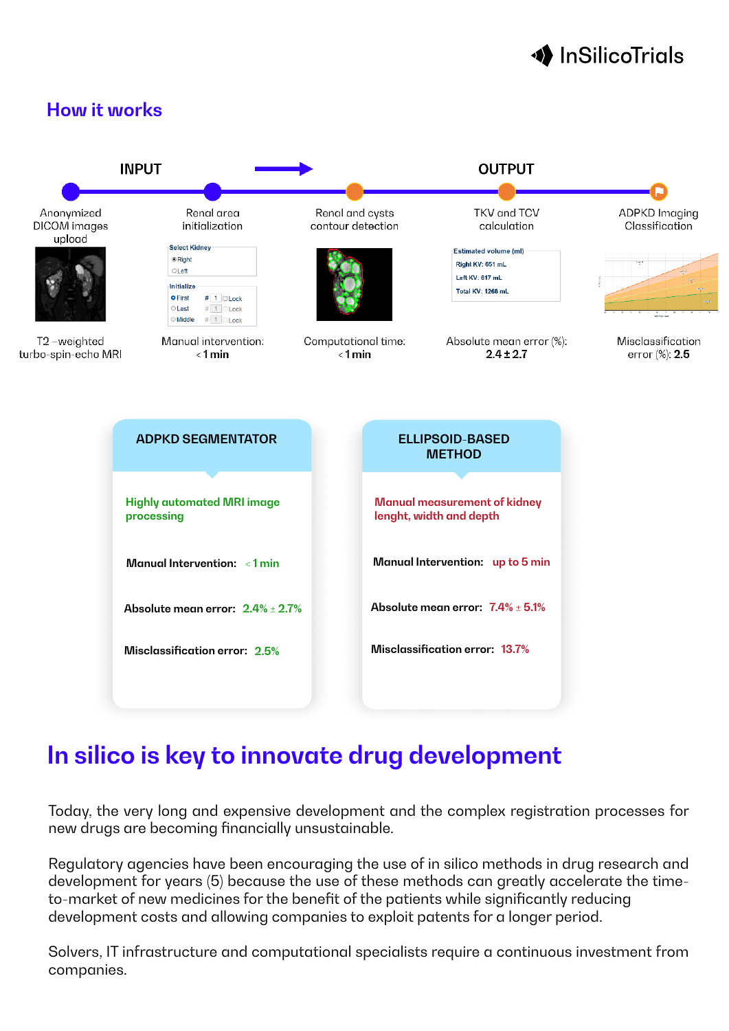## How it works

**INPUT** → **OUTPUT**

- Anonymized DICOM images upload — T2 –weighted turbo-spin-echo MRI
- Renal area initialization — Manual intervention: < **1 min**
- Renal and cysts contour detection — Computational time: < **1 min**
- TKV and TCV calculation — Absolute mean error (%): **2.4 ± 2.7**
- ADPKD Imaging Classification — Misclassification error (%): **2.5**

Select Kidney
Right
Left

Initialize
First # 1 Lock
Last # 1 Lock
Middle # 1 Lock

Estimated volume (ml)
Right KV: 651 mL
Left KV: 617 mL
Total KV: 1268 mL

### ADPKD SEGMENTATOR

Highly automated MRI image processing

**Manual Intervention:** < 1 min

**Absolute mean error:** 2.4% ± 2.7%

**Misclassification error:** 2.5%

### ELLIPSOID-BASED METHOD

Manual measurement of kidney lenght, width and depth

**Manual Intervention:** up to 5 min

**Absolute mean error:** 7.4% ± 5.1%

**Misclassification error:** 13.7%

# In silico is key to innovate drug development

Today, the very long and expensive development and the complex registration processes for new drugs are becoming financially unsustainable.

Regulatory agencies have been encouraging the use of in silico methods in drug research and development for years (5) because the use of these methods can greatly accelerate the time-to-market of new medicines for the benefit of the patients while significantly reducing development costs and allowing companies to exploit patents for a longer period.

Solvers, IT infrastructure and computational specialists require a continuous investment from companies.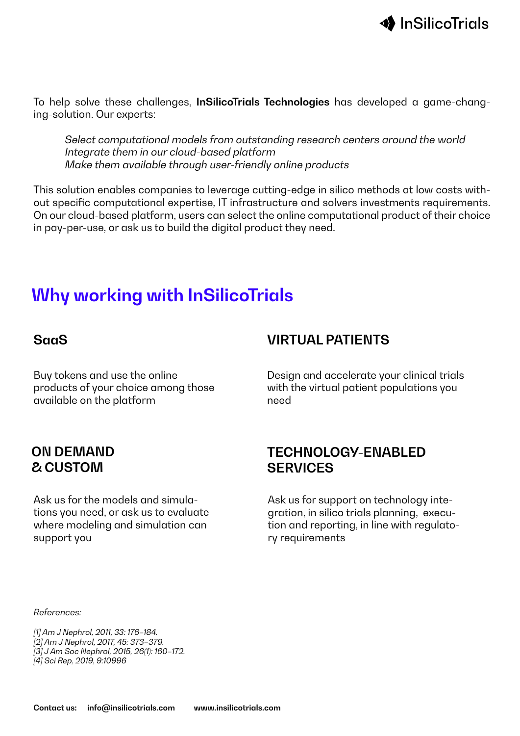To help solve these challenges, **InSilicoTrials Technologies** has developed a game-changing-solution. Our experts:

> *Select computational models from outstanding research centers around the world*
> *Integrate them in our cloud-based platform*
> *Make them available through user-friendly online products*

This solution enables companies to leverage cutting-edge in silico methods at low costs without specific computational expertise, IT infrastructure and solvers investments requirements. On our cloud-based platform, users can select the online computational product of their choice in pay-per-use, or ask us to build the digital product they need.

## Why working with InSilicoTrials

### SaaS

Buy tokens and use the online products of your choice among those available on the platform

### VIRTUAL PATIENTS

Design and accelerate your clinical trials with the virtual patient populations you need

### ON DEMAND & CUSTOM

Ask us for the models and simulations you need, or ask us to evaluate where modeling and simulation can support you

### TECHNOLOGY-ENABLED SERVICES

Ask us for support on technology integration, in silico trials planning, execution and reporting, in line with regulatory requirements

*References:*

*[1] Am J Nephrol, 2011, 33: 176–184.*
*[2] Am J Nephrol, 2017, 45: 373–379.*
*[3] J Am Soc Nephrol, 2015, 26(1): 160–172.*
*[4] Sci Rep, 2019, 9:10996*

**Contact us:** **info@insilicotrials.com** **www.insilicotrials.com**